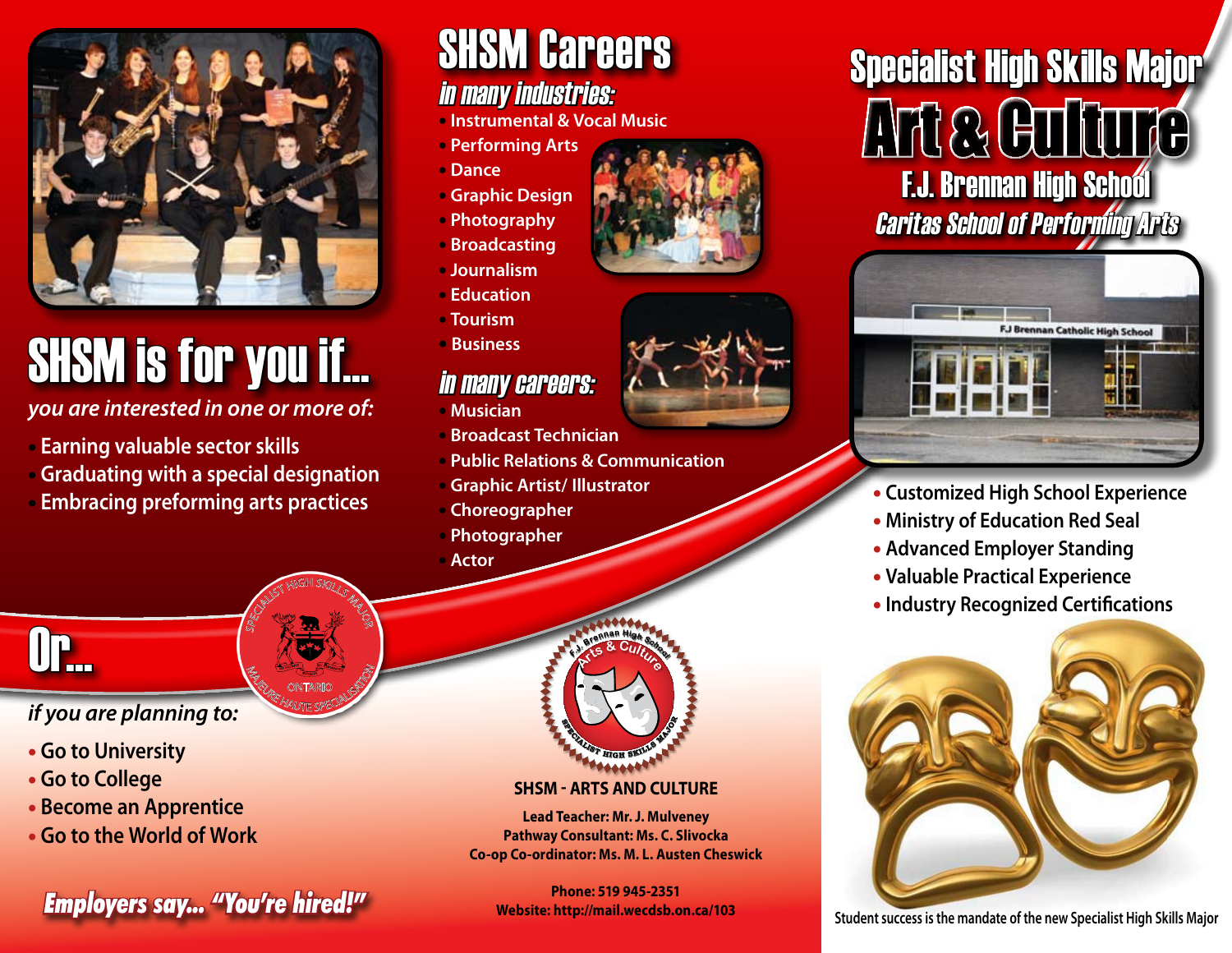# SHSM is for you if...

*you are interested in one or more of:*

- Earning valuable sector skills
- Graduating with a special designation
- Embracing preforming arts practices

# Or...

*if you are planning to:*

- Go to University
- Go to College
- Become an Apprentice
- Go to the World of Work

***Employers say... "You're hired!"***

# SHSM Careers

## *in many industries:*

- Instrumental & Vocal Music
- Performing Arts
- Dance
- Graphic Design
- Photography
- Broadcasting
- Journalism
- Education
- Tourism
- Business

## *in many careers:*

- Musician
- Broadcast Technician
- Public Relations & Communication
- Graphic Artist/ Illustrator
- Choreographer
- Photographer
- Actor

**SHSM - ARTS AND CULTURE**

**Lead Teacher: Mr. J. Mulveney**
**Pathway Consultant: Ms. C. Slivocka**
**Co-op Co-ordinator: Ms. M. L. Austen Cheswick**

**Phone: 519 945-2351**
**Website: http://mail.wecdsb.on.ca/103**

# Specialist High Skills Major

# Art & Culture

## F.J. Brennan High School

### *Caritas School of Performing Arts*

- Customized High School Experience
- Ministry of Education Red Seal
- Advanced Employer Standing
- Valuable Practical Experience
- Industry Recognized Certifications

Student success is the mandate of the new Specialist High Skills Major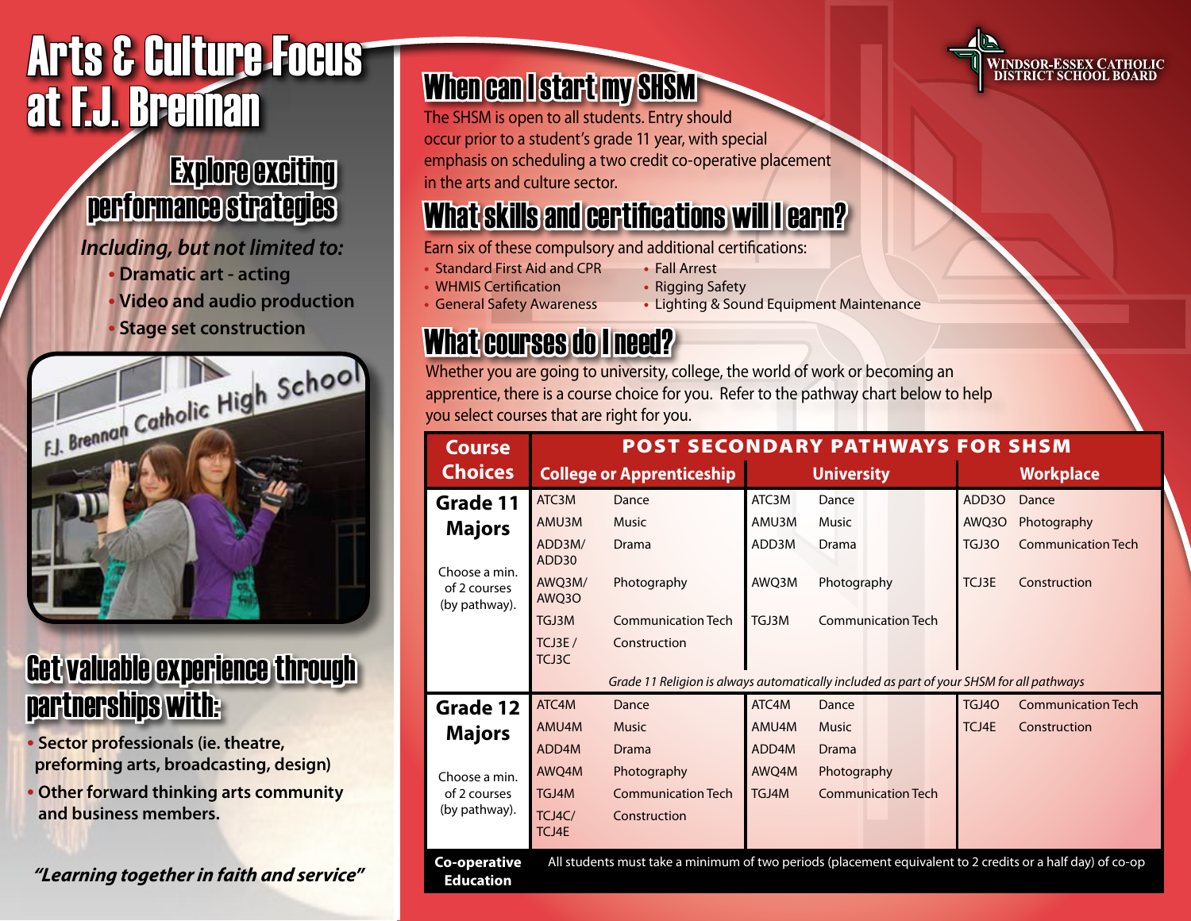# Arts & Culture Focus at F.J. Brennan

## Explore exciting performance strategies

*Including, but not limited to:*

- **Dramatic art - acting**
- **Video and audio production**
- **Stage set construction**

## Get valuable experience through partnerships with:

- **Sector professionals (ie. theatre, preforming arts, broadcasting, design)**
- **Other forward thinking arts community and business members.**

***"Learning together in faith and service"***

WINDSOR-ESSEX CATHOLIC DISTRICT SCHOOL BOARD

## When can I start my SHSM

The SHSM is open to all students. Entry should occur prior to a student's grade 11 year, with special emphasis on scheduling a two credit co-operative placement in the arts and culture sector.

## What skills and certifications will I earn?

Earn six of these compulsory and additional certifications:

- Standard First Aid and CPR
- WHMIS Certification
- General Safety Awareness
- Fall Arrest
- Rigging Safety
- Lighting & Sound Equipment Maintenance

## What courses do I need?

Whether you are going to university, college, the world of work or becoming an apprentice, there is a course choice for you. Refer to the pathway chart below to help you select courses that are right for you.

| Course Choices | POST SECONDARY PATHWAYS FOR SHSM | | | | | |
|---|---|---|---|---|---|---|
| | College or Apprenticeship | | University | | Workplace | |
| **Grade 11 Majors** | ATC3M | Dance | ATC3M | Dance | ADD3O | Dance |
| Choose a min. of 2 courses (by pathway). | AMU3M | Music | AMU3M | Music | AWQ3O | Photography |
| | ADD3M/ ADD30 | Drama | ADD3M | Drama | TGJ3O | Communication Tech |
| | AWQ3M/ AWQ3O | Photography | AWQ3M | Photography | TCJ3E | Construction |
| | TGJ3M | Communication Tech | TGJ3M | Communication Tech | | |
| | TCJ3E / TCJ3C | Construction | | | | |
| | *Grade 11 Religion is always automatically included as part of your SHSM for all pathways* | | | | | |
| **Grade 12 Majors** | ATC4M | Dance | ATC4M | Dance | TGJ4O | Communication Tech |
| Choose a min. of 2 courses (by pathway). | AMU4M | Music | AMU4M | Music | TCJ4E | Construction |
| | ADD4M | Drama | ADD4M | Drama | | |
| | AWQ4M | Photography | AWQ4M | Photography | | |
| | TGJ4M | Communication Tech | TGJ4M | Communication Tech | | |
| | TCJ4C/ TCJ4E | Construction | | | | |
| **Co-operative Education** | All students must take a minimum of two periods (placement equivalent to 2 credits or a half day) of co-op | | | | | |